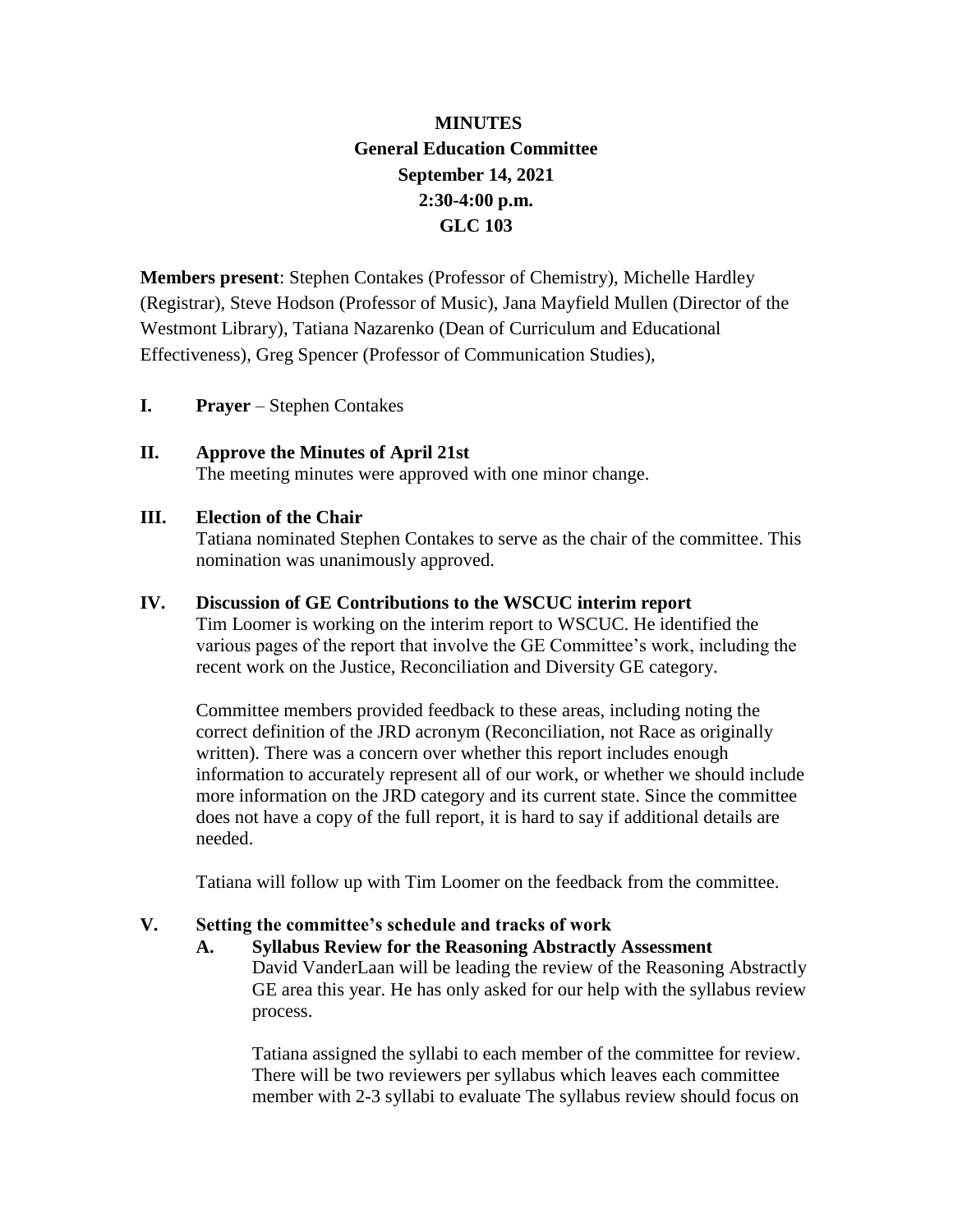**MINUTES**
**General Education Committee**
**September 14, 2021**
**2:30-4:00 p.m.**
**GLC 103**

**Members present**: Stephen Contakes (Professor of Chemistry), Michelle Hardley (Registrar), Steve Hodson (Professor of Music), Jana Mayfield Mullen (Director of the Westmont Library), Tatiana Nazarenko (Dean of Curriculum and Educational Effectiveness), Greg Spencer (Professor of Communication Studies),

**I. Prayer** – Stephen Contakes

**II. Approve the Minutes of April 21st**

The meeting minutes were approved with one minor change.

**III. Election of the Chair**

Tatiana nominated Stephen Contakes to serve as the chair of the committee. This nomination was unanimously approved.

**IV. Discussion of GE Contributions to the WSCUC interim report**

Tim Loomer is working on the interim report to WSCUC. He identified the various pages of the report that involve the GE Committee's work, including the recent work on the Justice, Reconciliation and Diversity GE category.

Committee members provided feedback to these areas, including noting the correct definition of the JRD acronym (Reconciliation, not Race as originally written). There was a concern over whether this report includes enough information to accurately represent all of our work, or whether we should include more information on the JRD category and its current state. Since the committee does not have a copy of the full report, it is hard to say if additional details are needed.

Tatiana will follow up with Tim Loomer on the feedback from the committee.

**V. Setting the committee's schedule and tracks of work**

**A. Syllabus Review for the Reasoning Abstractly Assessment**

David VanderLaan will be leading the review of the Reasoning Abstractly GE area this year. He has only asked for our help with the syllabus review process.

Tatiana assigned the syllabi to each member of the committee for review. There will be two reviewers per syllabus which leaves each committee member with 2-3 syllabi to evaluate The syllabus review should focus on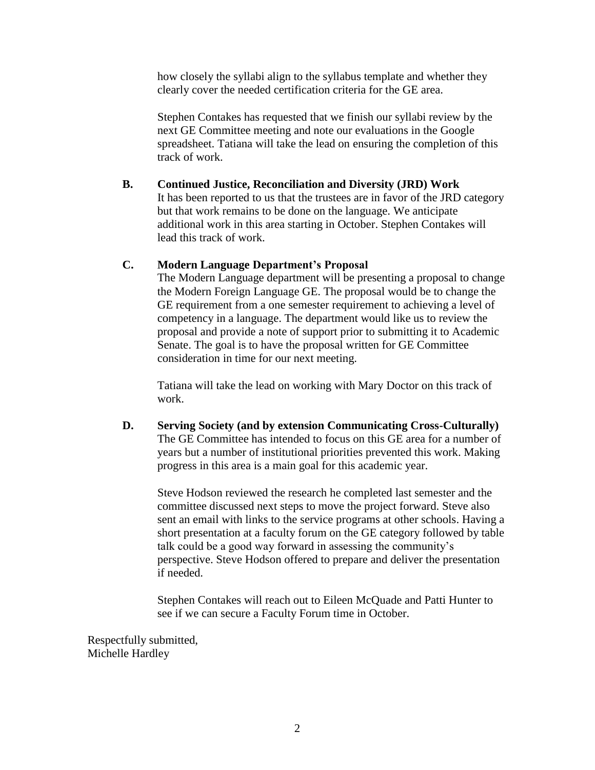how closely the syllabi align to the syllabus template and whether they clearly cover the needed certification criteria for the GE area.

Stephen Contakes has requested that we finish our syllabi review by the next GE Committee meeting and note our evaluations in the Google spreadsheet. Tatiana will take the lead on ensuring the completion of this track of work.

**B. Continued Justice, Reconciliation and Diversity (JRD) Work**

It has been reported to us that the trustees are in favor of the JRD category but that work remains to be done on the language. We anticipate additional work in this area starting in October. Stephen Contakes will lead this track of work.

**C. Modern Language Department's Proposal**

The Modern Language department will be presenting a proposal to change the Modern Foreign Language GE. The proposal would be to change the GE requirement from a one semester requirement to achieving a level of competency in a language. The department would like us to review the proposal and provide a note of support prior to submitting it to Academic Senate. The goal is to have the proposal written for GE Committee consideration in time for our next meeting.

Tatiana will take the lead on working with Mary Doctor on this track of work.

**D. Serving Society (and by extension Communicating Cross-Culturally)**

The GE Committee has intended to focus on this GE area for a number of years but a number of institutional priorities prevented this work. Making progress in this area is a main goal for this academic year.

Steve Hodson reviewed the research he completed last semester and the committee discussed next steps to move the project forward. Steve also sent an email with links to the service programs at other schools. Having a short presentation at a faculty forum on the GE category followed by table talk could be a good way forward in assessing the community's perspective. Steve Hodson offered to prepare and deliver the presentation if needed.

Stephen Contakes will reach out to Eileen McQuade and Patti Hunter to see if we can secure a Faculty Forum time in October.

Respectfully submitted,
Michelle Hardley